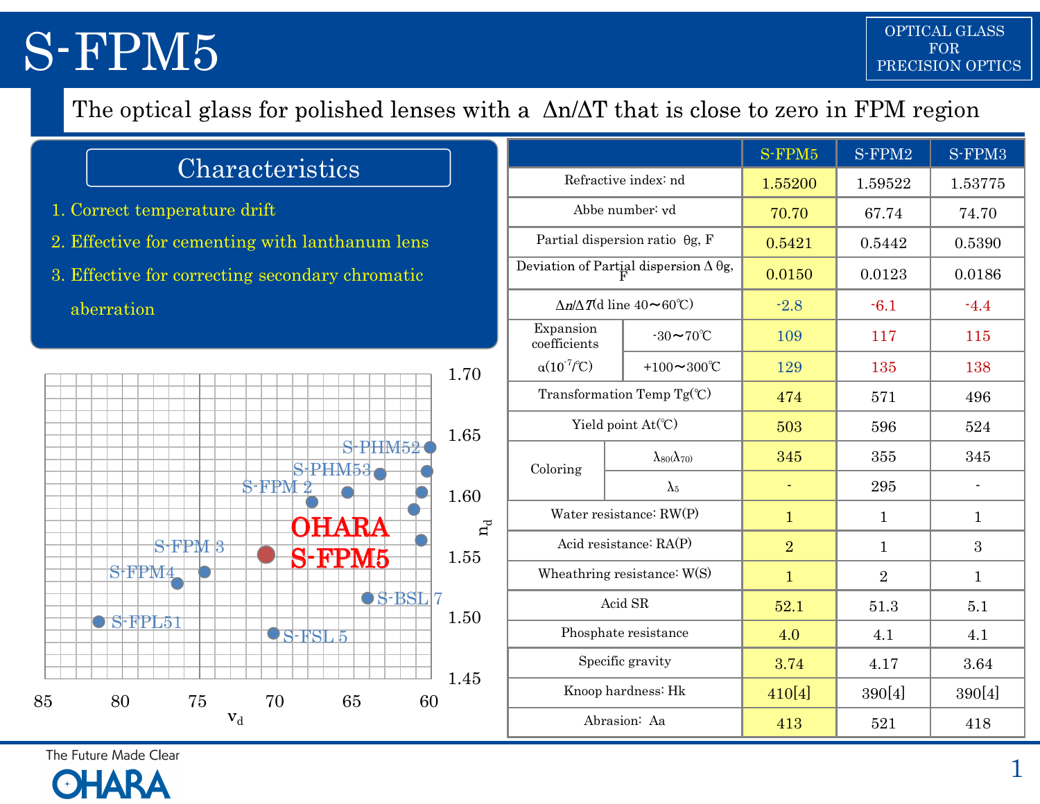# S-FPM5

OPTICAL GLASS FOR PRECISION OPTICS

## The optical glass for polished lenses with a Δn/ΔT that is close to zero in FPM region

### Characteristics

1. Correct temperature drift
2. Effective for cementing with lanthanum lens
3. Effective for correcting secondary chromatic aberration

| | | S-FPM5 | S-FPM2 | S-FPM3 |
|---|---|---|---|---|
| Refractive index: nd | | 1.55200 | 1.59522 | 1.53775 |
| Abbe number: νd | | 70.70 | 67.74 | 74.70 |
| Partial dispersion ratio θg, F | | 0.5421 | 0.5442 | 0.5390 |
| Deviation of Partial dispersion Δ θg, F | | 0.0150 | 0.0123 | 0.0186 |
| Δn/ΔT(d line 40〜60℃) | | -2.8 | -6.1 | -4.4 |
| Expansion coefficients α($10^{-7}$/℃) | -30〜70℃ | 109 | 117 | 115 |
| | +100〜300℃ | 129 | 135 | 138 |
| Transformation Temp Tg(℃) | | 474 | 571 | 496 |
| Yield point At(℃) | | 503 | 596 | 524 |
| Coloring | $\lambda_{80}(\lambda_{70})$ | 345 | 355 | 345 |
| | $\lambda_5$ | - | 295 | - |
| Water resistance: RW(P) | | 1 | 1 | 1 |
| Acid resistance: RA(P) | | 2 | 1 | 3 |
| Wheathring resistance: W(S) | | 1 | 2 | 1 |
| Acid SR | | 52.1 | 51.3 | 5.1 |
| Phosphate resistance | | 4.0 | 4.1 | 4.1 |
| Specific gravity | | 3.74 | 4.17 | 3.64 |
| Knoop hardness: Hk | | 410[4] | 390[4] | 390[4] |
| Abrasion: Aa | | 413 | 521 | 418 |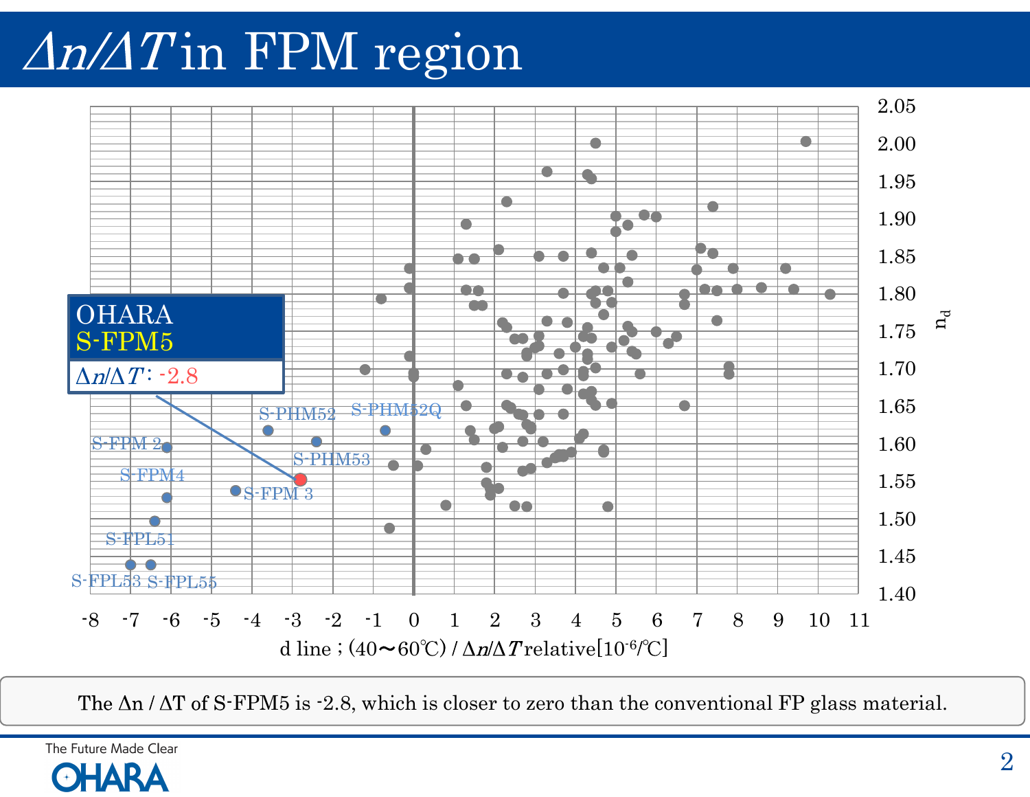# $\Delta n/\Delta T$ in FPM region

OHARA
S-FPM5

$\Delta n/\Delta T$ : -2.8

S-PHM52 S-PHM52Q S-FPM 2 S-PHM53 S-FPM4 S-FPM 3 S-FPL51 S-FPL53 S-FPL55

$n_d$

d line ; (40～60℃) / $\Delta n/\Delta T$ relative[$10^{-6}$/℃]

The $\Delta n$ / $\Delta T$ of S-FPM5 is -2.8, which is closer to zero than the conventional FP glass material.

The Future Made Clear
OHARA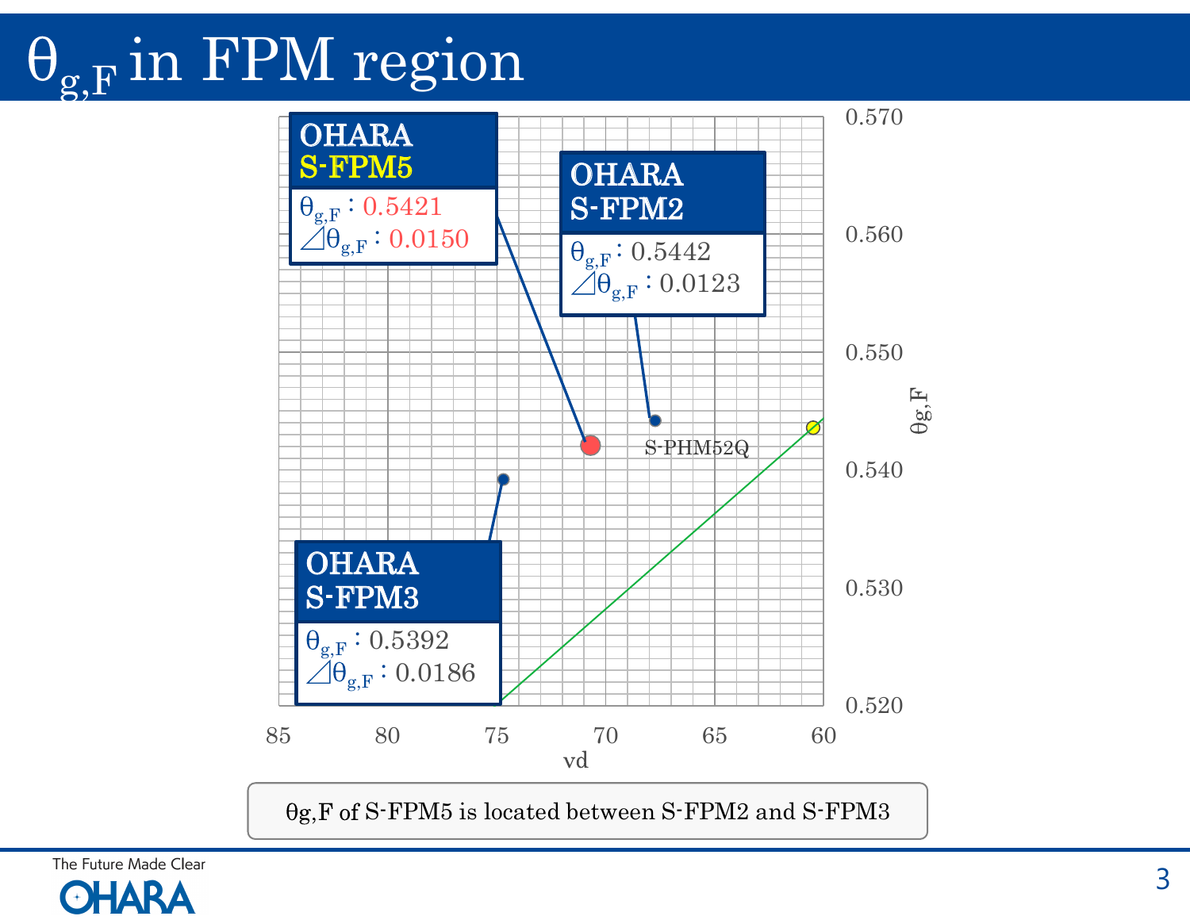# $\theta_{g,F}$ in FPM region

OHARA
S-FPM5
$\theta_{g,F}$ : 0.5421
$\Delta\theta_{g,F}$ : 0.0150

OHARA
S-FPM2
$\theta_{g,F}$ : 0.5442
$\Delta\theta_{g,F}$ : 0.0123

OHARA
S-FPM3
$\theta_{g,F}$ : 0.5392
$\Delta\theta_{g,F}$ : 0.0186

S-PHM52Q

0.570
0.560
0.550
0.540
0.530
0.520

θg,F

85
80
75
70
65
60

vd

θg,F of S-FPM5 is located between S-FPM2 and S-FPM3

The Future Made Clear

OHARA